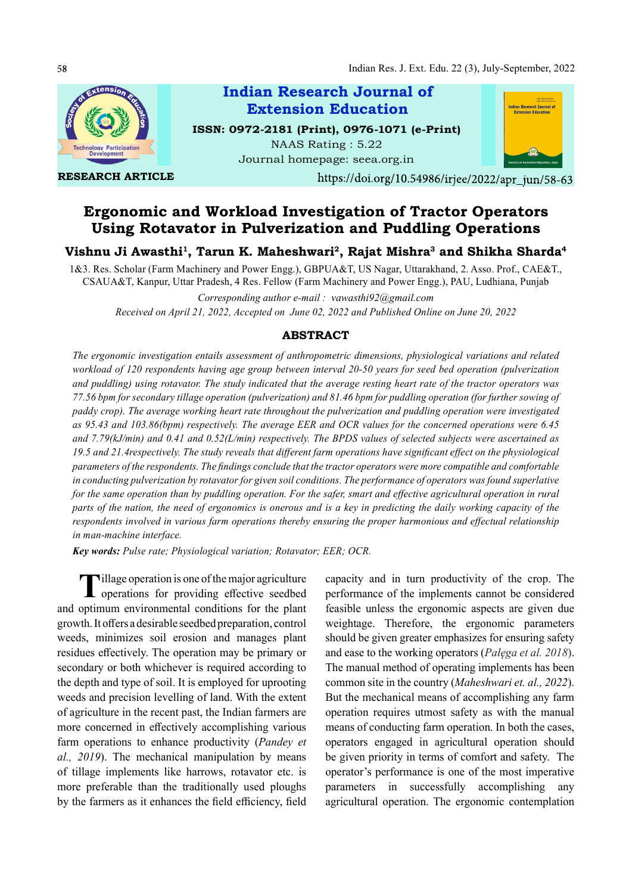Indian Research Journal of Extension Education

ISSN: 0972-2181 (Print), 0976-1071 (e-Print)

NAAS Rating : 5.22

Journal homepage: seea.org.in

**RESEARCH ARTICLE**

https://doi.org/10.54986/irjee/2022/apr_jun/58-63

# Ergonomic and Workload Investigation of Tractor Operators Using Rotavator in Pulverization and Puddling Operations

**Vishnu Ji Awasthi[1], Tarun K. Maheshwari[2], Rajat Mishra[3] and Shikha Sharda[4]**

1&3. Res. Scholar (Farm Machinery and Power Engg.), GBPUA&T, US Nagar, Uttarakhand, 2. Asso. Prof., CAE&T., CSAUA&T, Kanpur, Uttar Pradesh, 4 Res. Fellow (Farm Machinery and Power Engg.), PAU, Ludhiana, Punjab

*Corresponding author e-mail : vawasthi92@gmail.com*

*Received on April 21, 2022, Accepted on June 02, 2022 and Published Online on June 20, 2022*

## ABSTRACT

*The ergonomic investigation entails assessment of anthropometric dimensions, physiological variations and related workload of 120 respondents having age group between interval 20-50 years for seed bed operation (pulverization and puddling) using rotavator. The study indicated that the average resting heart rate of the tractor operators was 77.56 bpm for secondary tillage operation (pulverization) and 81.46 bpm for puddling operation (for further sowing of paddy crop). The average working heart rate throughout the pulverization and puddling operation were investigated as 95.43 and 103.86(bpm) respectively. The average EER and OCR values for the concerned operations were 6.45 and 7.79(kJ/min) and 0.41 and 0.52(L/min) respectively. The BPDS values of selected subjects were ascertained as 19.5 and 21.4respectively. The study reveals that different farm operations have significant effect on the physiological parameters of the respondents. The findings conclude that the tractor operators were more compatible and comfortable in conducting pulverization by rotavator for given soil conditions. The performance of operators was found superlative for the same operation than by puddling operation. For the safer, smart and effective agricultural operation in rural parts of the nation, the need of ergonomics is onerous and is a key in predicting the daily working capacity of the respondents involved in various farm operations thereby ensuring the proper harmonious and effectual relationship in man-machine interface.*

***Key words:*** *Pulse rate; Physiological variation; Rotavator; EER; OCR.*

Tillage operation is one of the major agriculture operations for providing effective seedbed and optimum environmental conditions for the plant growth. It offers a desirable seedbed preparation, control weeds, minimizes soil erosion and manages plant residues effectively. The operation may be primary or secondary or both whichever is required according to the depth and type of soil. It is employed for uprooting weeds and precision levelling of land. With the extent of agriculture in the recent past, the Indian farmers are more concerned in effectively accomplishing various farm operations to enhance productivity (*Pandey et al., 2019*). The mechanical manipulation by means of tillage implements like harrows, rotavator etc. is more preferable than the traditionally used ploughs by the farmers as it enhances the field efficiency, field capacity and in turn productivity of the crop. The performance of the implements cannot be considered feasible unless the ergonomic aspects are given due weightage. Therefore, the ergonomic parameters should be given greater emphasizes for ensuring safety and ease to the working operators (*Pałęga et al. 2018*). The manual method of operating implements has been common site in the country (*Maheshwari et. al., 2022*). But the mechanical means of accomplishing any farm operation requires utmost safety as with the manual means of conducting farm operation. In both the cases, operators engaged in agricultural operation should be given priority in terms of comfort and safety. The operator's performance is one of the most imperative parameters in successfully accomplishing any agricultural operation. The ergonomic contemplation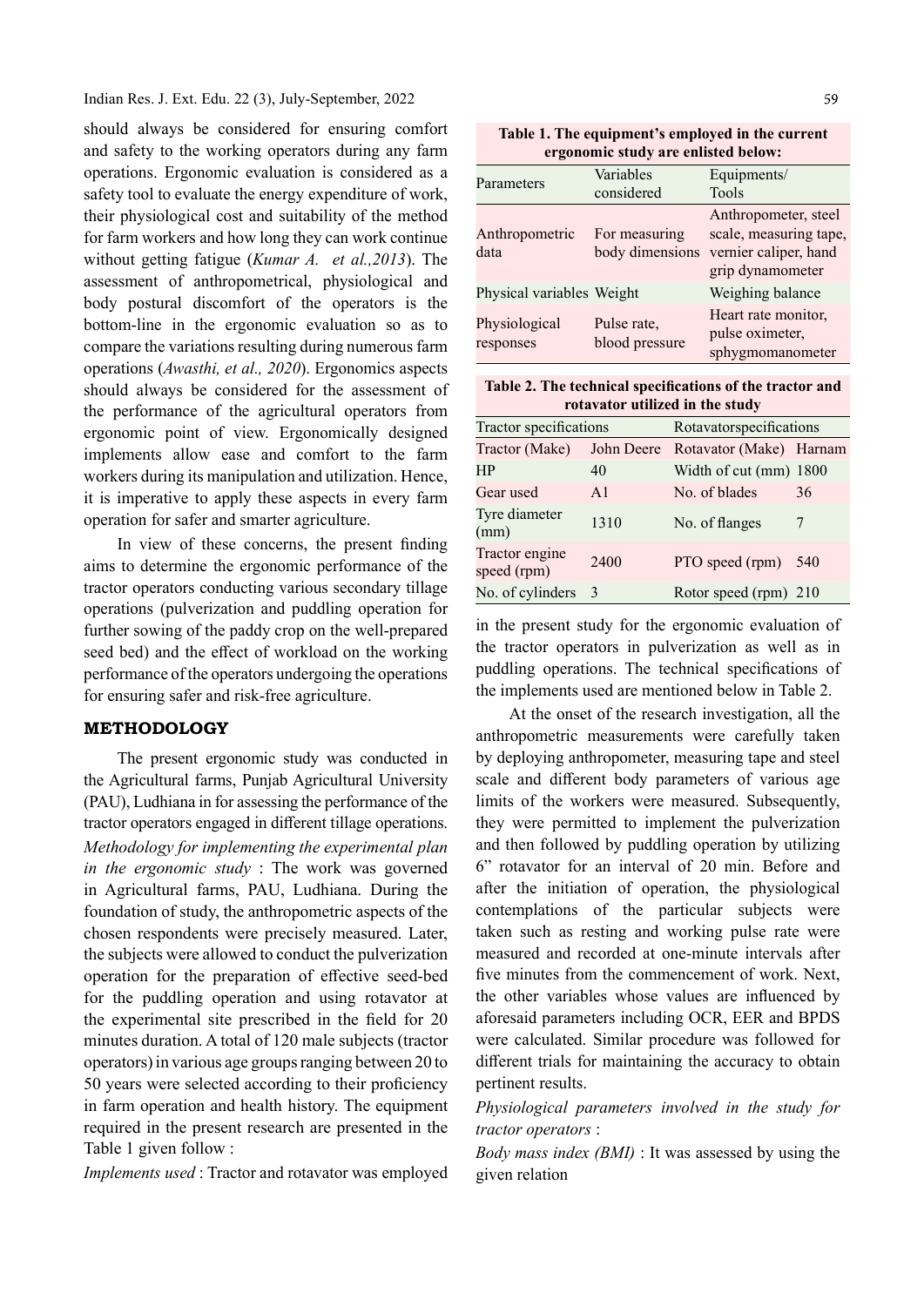should always be considered for ensuring comfort and safety to the working operators during any farm operations. Ergonomic evaluation is considered as a safety tool to evaluate the energy expenditure of work, their physiological cost and suitability of the method for farm workers and how long they can work continue without getting fatigue (*Kumar A. et al.,2013*). The assessment of anthropometrical, physiological and body postural discomfort of the operators is the bottom-line in the ergonomic evaluation so as to compare the variations resulting during numerous farm operations (*Awasthi, et al., 2020*). Ergonomics aspects should always be considered for the assessment of the performance of the agricultural operators from ergonomic point of view. Ergonomically designed implements allow ease and comfort to the farm workers during its manipulation and utilization. Hence, it is imperative to apply these aspects in every farm operation for safer and smarter agriculture.

In view of these concerns, the present finding aims to determine the ergonomic performance of the tractor operators conducting various secondary tillage operations (pulverization and puddling operation for further sowing of the paddy crop on the well-prepared seed bed) and the effect of workload on the working performance of the operators undergoing the operations for ensuring safer and risk-free agriculture.

## METHODOLOGY

The present ergonomic study was conducted in the Agricultural farms, Punjab Agricultural University (PAU), Ludhiana in for assessing the performance of the tractor operators engaged in different tillage operations.

*Methodology for implementing the experimental plan in the ergonomic study* : The work was governed in Agricultural farms, PAU, Ludhiana. During the foundation of study, the anthropometric aspects of the chosen respondents were precisely measured. Later, the subjects were allowed to conduct the pulverization operation for the preparation of effective seed-bed for the puddling operation and using rotavator at the experimental site prescribed in the field for 20 minutes duration. A total of 120 male subjects (tractor operators) in various age groups ranging between 20 to 50 years were selected according to their proficiency in farm operation and health history. The equipment required in the present research are presented in the Table 1 given follow :

**Table 1. The equipment's employed in the current ergonomic study are enlisted below:**

| Parameters | Variables considered | Equipments/ Tools |
|---|---|---|
| Anthropometric data | For measuring body dimensions | Anthropometer, steel scale, measuring tape, vernier caliper, hand grip dynamometer |
| Physical variables | Weight | Weighing balance |
| Physiological responses | Pulse rate, blood pressure | Heart rate monitor, pulse oximeter, sphygmomanometer |

*Implements used* : Tractor and rotavator was employed in the present study for the ergonomic evaluation of the tractor operators in pulverization as well as in puddling operations. The technical specifications of the implements used are mentioned below in Table 2.

**Table 2. The technical specifications of the tractor and rotavator utilized in the study**

| Tractor specifications | | Rotavatorspecifications | |
|---|---|---|---|
| Tractor (Make) | John Deere | Rotavator (Make) | Harnam |
| HP | 40 | Width of cut (mm) | 1800 |
| Gear used | A1 | No. of blades | 36 |
| Tyre diameter (mm) | 1310 | No. of flanges | 7 |
| Tractor engine speed (rpm) | 2400 | PTO speed (rpm) | 540 |
| No. of cylinders | 3 | Rotor speed (rpm) | 210 |

At the onset of the research investigation, all the anthropometric measurements were carefully taken by deploying anthropometer, measuring tape and steel scale and different body parameters of various age limits of the workers were measured. Subsequently, they were permitted to implement the pulverization and then followed by puddling operation by utilizing 6" rotavator for an interval of 20 min. Before and after the initiation of operation, the physiological contemplations of the particular subjects were taken such as resting and working pulse rate were measured and recorded at one-minute intervals after five minutes from the commencement of work. Next, the other variables whose values are influenced by aforesaid parameters including OCR, EER and BPDS were calculated. Similar procedure was followed for different trials for maintaining the accuracy to obtain pertinent results.

*Physiological parameters involved in the study for tractor operators* :

*Body mass index (BMI)* : It was assessed by using the given relation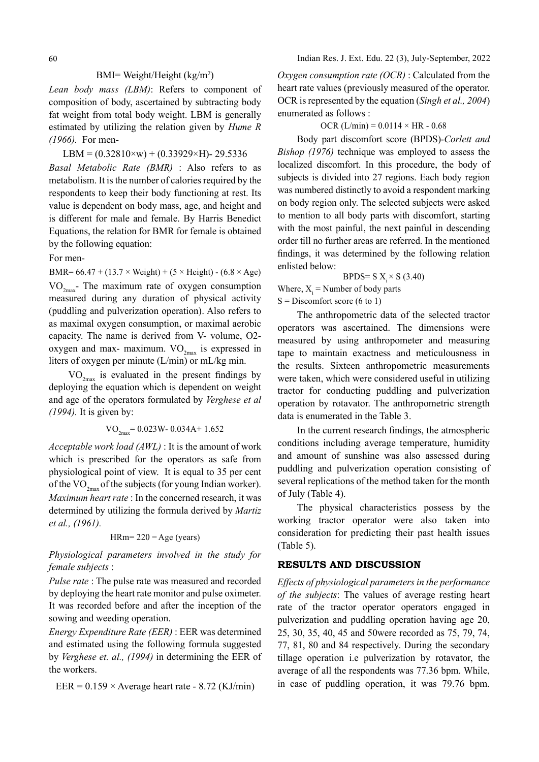$$BMI = Weight/Height\ (kg/m^2)$$

*Lean body mass (LBM)*: Refers to component of composition of body, ascertained by subtracting body fat weight from total body weight. LBM is generally estimated by utilizing the relation given by *Hume R (1966).* For men-

$$LBM = (0.32810 \times w) + (0.33929 \times H) - 29.5336$$

*Basal Metabolic Rate (BMR)* : Also refers to as metabolism. It is the number of calories required by the respondents to keep their body functioning at rest. Its value is dependent on body mass, age, and height and is different for male and female. By Harris Benedict Equations, the relation for BMR for female is obtained by the following equation:

For men-

$$BMR = 66.47 + (13.7 \times Weight) + (5 \times Height) - (6.8 \times Age)$$

$VO_{2max}$- The maximum rate of oxygen consumption measured during any duration of physical activity (puddling and pulverization operation). Also refers to as maximal oxygen consumption, or maximal aerobic capacity. The name is derived from V- volume, O2- oxygen and max- maximum. $VO_{2max}$ is expressed in liters of oxygen per minute (L/min) or mL/kg min.

$VO_{2max}$ is evaluated in the present findings by deploying the equation which is dependent on weight and age of the operators formulated by *Verghese et al (1994).* It is given by:

$$VO_{2max} = 0.023W - 0.034A + 1.652$$

*Acceptable work load (AWL)* : It is the amount of work which is prescribed for the operators as safe from physiological point of view. It is equal to 35 per cent of the $VO_{2max}$ of the subjects (for young Indian worker).

*Maximum heart rate* : In the concerned research, it was determined by utilizing the formula derived by *Martiz et al., (1961).*

$$HRm = 220 - Age\ (years)$$

*Physiological parameters involved in the study for female subjects* :

*Pulse rate* : The pulse rate was measured and recorded by deploying the heart rate monitor and pulse oximeter. It was recorded before and after the inception of the sowing and weeding operation.

*Energy Expenditure Rate (EER)* : EER was determined and estimated using the following formula suggested by *Verghese et. al., (1994)* in determining the EER of the workers.

$$EER = 0.159 \times Average\ heart\ rate - 8.72\ (KJ/min)$$

*Oxygen consumption rate (OCR)* : Calculated from the heart rate values (previously measured of the operator. OCR is represented by the equation (*Singh et al., 2004*) enumerated as follows :

$$OCR\ (L/min) = 0.0114 \times HR - 0.68$$

Body part discomfort score (BPDS)-*Corlett and Bishop (1976)* technique was employed to assess the localized discomfort. In this procedure, the body of subjects is divided into 27 regions. Each body region was numbered distinctly to avoid a respondent marking on body region only. The selected subjects were asked to mention to all body parts with discomfort, starting with the most painful, the next painful in descending order till no further areas are referred. In the mentioned findings, it was determined by the following relation enlisted below:

$$BPDS = S\ X_i \times S\ (3.40)$$

Where, $X_i$ = Number of body parts

S = Discomfort score (6 to 1)

The anthropometric data of the selected tractor operators was ascertained. The dimensions were measured by using anthropometer and measuring tape to maintain exactness and meticulousness in the results. Sixteen anthropometric measurements were taken, which were considered useful in utilizing tractor for conducting puddling and pulverization operation by rotavator. The anthropometric strength data is enumerated in the Table 3.

In the current research findings, the atmospheric conditions including average temperature, humidity and amount of sunshine was also assessed during puddling and pulverization operation consisting of several replications of the method taken for the month of July (Table 4).

The physical characteristics possess by the working tractor operator were also taken into consideration for predicting their past health issues (Table 5).

## RESULTS AND DISCUSSION

*Effects of physiological parameters in the performance of the subjects*: The values of average resting heart rate of the tractor operator operators engaged in pulverization and puddling operation having age 20, 25, 30, 35, 40, 45 and 50were recorded as 75, 79, 74, 77, 81, 80 and 84 respectively. During the secondary tillage operation i.e pulverization by rotavator, the average of all the respondents was 77.36 bpm. While, in case of puddling operation, it was 79.76 bpm.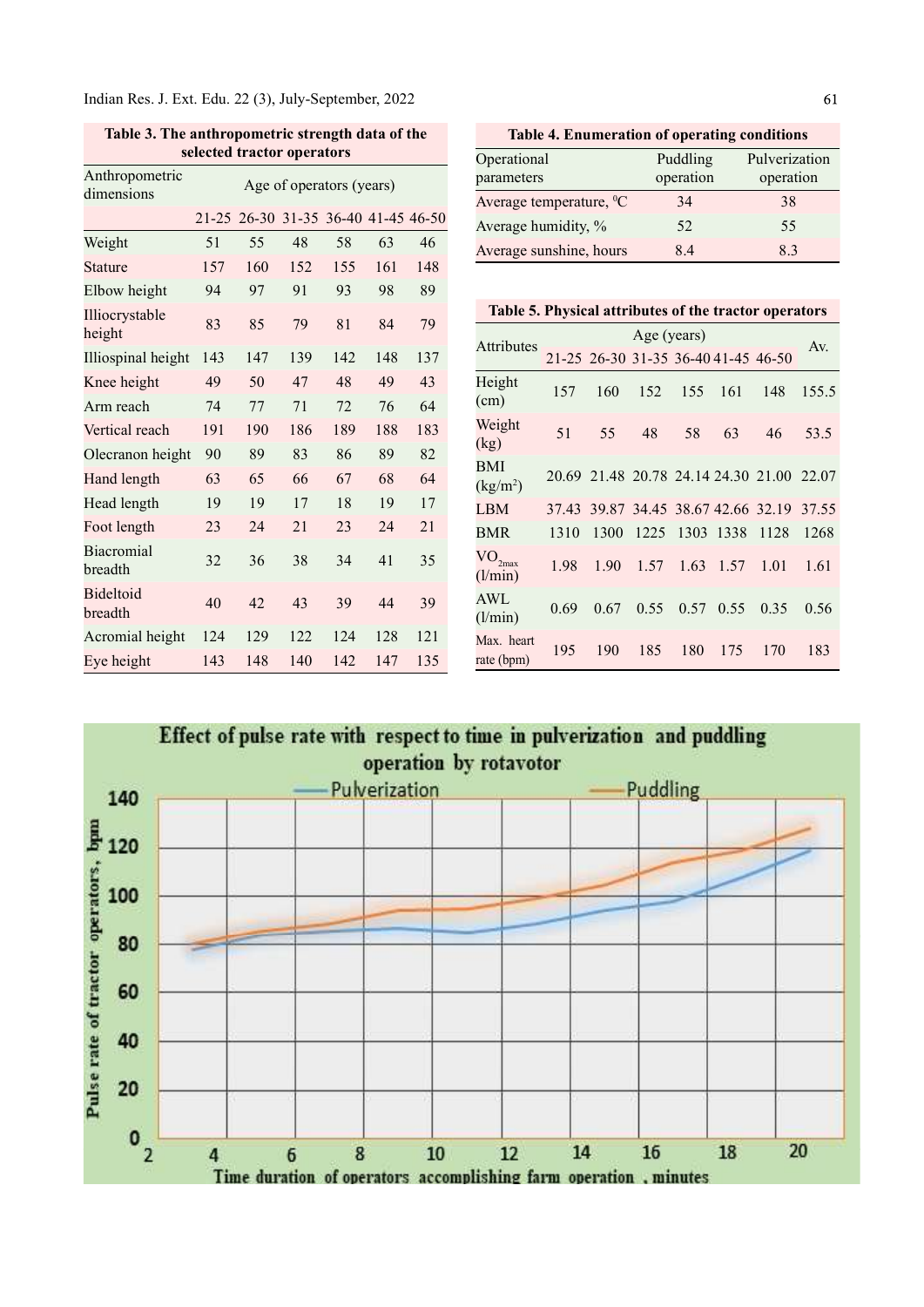**Table 3. The anthropometric strength data of the selected tractor operators**

| Anthropometric dimensions | Age of operators (years) | | | | | |
|---|---|---|---|---|---|---|
| | 21-25 | 26-30 | 31-35 | 36-40 | 41-45 | 46-50 |
| Weight | 51 | 55 | 48 | 58 | 63 | 46 |
| Stature | 157 | 160 | 152 | 155 | 161 | 148 |
| Elbow height | 94 | 97 | 91 | 93 | 98 | 89 |
| Illiocrystable height | 83 | 85 | 79 | 81 | 84 | 79 |
| Illiospinal height | 143 | 147 | 139 | 142 | 148 | 137 |
| Knee height | 49 | 50 | 47 | 48 | 49 | 43 |
| Arm reach | 74 | 77 | 71 | 72 | 76 | 64 |
| Vertical reach | 191 | 190 | 186 | 189 | 188 | 183 |
| Olecranon height | 90 | 89 | 83 | 86 | 89 | 82 |
| Hand length | 63 | 65 | 66 | 67 | 68 | 64 |
| Head length | 19 | 19 | 17 | 18 | 19 | 17 |
| Foot length | 23 | 24 | 21 | 23 | 24 | 21 |
| Biacromial breadth | 32 | 36 | 38 | 34 | 41 | 35 |
| Bideltoid breadth | 40 | 42 | 43 | 39 | 44 | 39 |
| Acromial height | 124 | 129 | 122 | 124 | 128 | 121 |
| Eye height | 143 | 148 | 140 | 142 | 147 | 135 |

**Table 4. Enumeration of operating conditions**

| Operational parameters | Puddling operation | Pulverization operation |
|---|---|---|
| Average temperature, $^0$C | 34 | 38 |
| Average humidity, % | 52 | 55 |
| Average sunshine, hours | 8.4 | 8.3 |

**Table 5. Physical attributes of the tractor operators**

| Attributes | Age (years) | | | | | | Av. |
|---|---|---|---|---|---|---|---|
| | 21-25 | 26-30 | 31-35 | 36-40 | 41-45 | 46-50 | |
| Height (cm) | 157 | 160 | 152 | 155 | 161 | 148 | 155.5 |
| Weight (kg) | 51 | 55 | 48 | 58 | 63 | 46 | 53.5 |
| BMI (kg/m$^2$) | 20.69 | 21.48 | 20.78 | 24.14 | 24.30 | 21.00 | 22.07 |
| LBM | 37.43 | 39.87 | 34.45 | 38.67 | 42.66 | 32.19 | 37.55 |
| BMR | 1310 | 1300 | 1225 | 1303 | 1338 | 1128 | 1268 |
| $VO_{2max}$ (l/min) | 1.98 | 1.90 | 1.57 | 1.63 | 1.57 | 1.01 | 1.61 |
| AWL (l/min) | 0.69 | 0.67 | 0.55 | 0.57 | 0.55 | 0.35 | 0.56 |
| Max. heart rate (bpm) | 195 | 190 | 185 | 180 | 175 | 170 | 183 |

Effect of pulse rate with respect to time in pulverization and puddling operation by rotavotor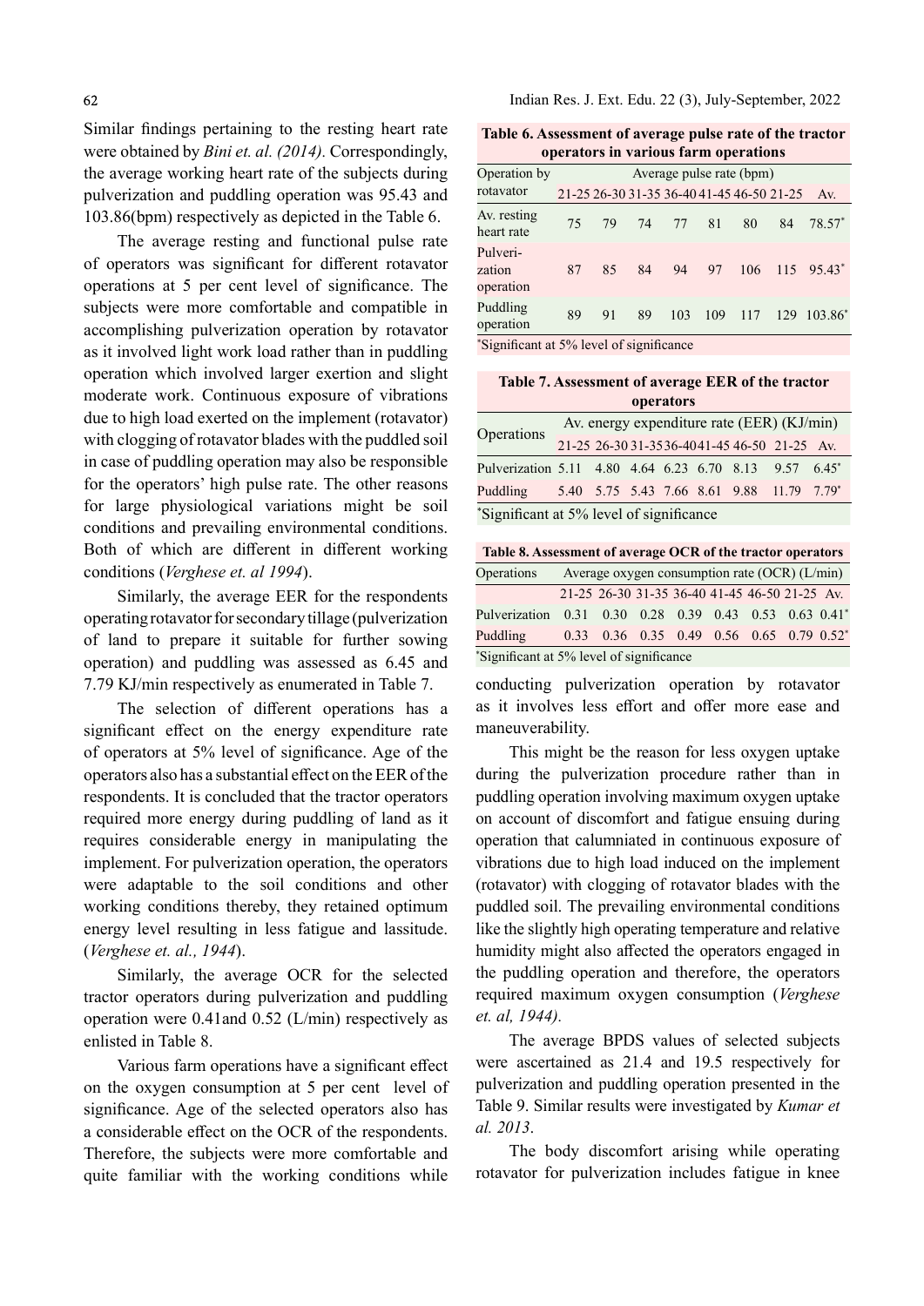Similar findings pertaining to the resting heart rate were obtained by *Bini et. al. (2014)*. Correspondingly, the average working heart rate of the subjects during pulverization and puddling operation was 95.43 and 103.86(bpm) respectively as depicted in the Table 6.

The average resting and functional pulse rate of operators was significant for different rotavator operations at 5 per cent level of significance. The subjects were more comfortable and compatible in accomplishing pulverization operation by rotavator as it involved light work load rather than in puddling operation which involved larger exertion and slight moderate work. Continuous exposure of vibrations due to high load exerted on the implement (rotavator) with clogging of rotavator blades with the puddled soil in case of puddling operation may also be responsible for the operators' high pulse rate. The other reasons for large physiological variations might be soil conditions and prevailing environmental conditions. Both of which are different in different working conditions (*Verghese et. al 1994*).

Similarly, the average EER for the respondents operating rotavator for secondary tillage (pulverization of land to prepare it suitable for further sowing operation) and puddling was assessed as 6.45 and 7.79 KJ/min respectively as enumerated in Table 7.

The selection of different operations has a significant effect on the energy expenditure rate of operators at 5% level of significance. Age of the operators also has a substantial effect on the EER of the respondents. It is concluded that the tractor operators required more energy during puddling of land as it requires considerable energy in manipulating the implement. For pulverization operation, the operators were adaptable to the soil conditions and other working conditions thereby, they retained optimum energy level resulting in less fatigue and lassitude. (*Verghese et. al., 1944*).

Similarly, the average OCR for the selected tractor operators during pulverization and puddling operation were 0.41and 0.52 (L/min) respectively as enlisted in Table 8.

Various farm operations have a significant effect on the oxygen consumption at 5 per cent level of significance. Age of the selected operators also has a considerable effect on the OCR of the respondents. Therefore, the subjects were more comfortable and quite familiar with the working conditions while conducting pulverization operation by rotavator as it involves less effort and offer more ease and maneuverability.

**Table 6. Assessment of average pulse rate of the tractor operators in various farm operations**

| Operation by rotavator | Average pulse rate (bpm) | | | | | | | |
|---|---|---|---|---|---|---|---|---|
| | 21-25 | 26-30 | 31-35 | 36-40 | 41-45 | 46-50 | 21-25 | Av. |
| Av. resting heart rate | 75 | 79 | 74 | 77 | 81 | 80 | 84 | 78.57* |
| Pulveri-zation operation | 87 | 85 | 84 | 94 | 97 | 106 | 115 | 95.43* |
| Puddling operation | 89 | 91 | 89 | 103 | 109 | 117 | 129 | 103.86* |

*Significant at 5% level of significance

**Table 7. Assessment of average EER of the tractor operators**

| Operations | Av. energy expenditure rate (EER) (KJ/min) | | | | | | | |
|---|---|---|---|---|---|---|---|---|
| | 21-25 | 26-30 | 31-35 | 36-40 | 41-45 | 46-50 | 21-25 | Av. |
| Pulverization | 5.11 | 4.80 | 4.64 | 6.23 | 6.70 | 8.13 | 9.57 | 6.45* |
| Puddling | 5.40 | 5.75 | 5.43 | 7.66 | 8.61 | 9.88 | 11.79 | 7.79* |

*Significant at 5% level of significance

**Table 8. Assessment of average OCR of the tractor operators**

| Operations | Average oxygen consumption rate (OCR) (L/min) | | | | | | | |
|---|---|---|---|---|---|---|---|---|
| | 21-25 | 26-30 | 31-35 | 36-40 | 41-45 | 46-50 | 21-25 | Av. |
| Pulverization | 0.31 | 0.30 | 0.28 | 0.39 | 0.43 | 0.53 | 0.63 | 0.41* |
| Puddling | 0.33 | 0.36 | 0.35 | 0.49 | 0.56 | 0.65 | 0.79 | 0.52* |

*Significant at 5% level of significance

This might be the reason for less oxygen uptake during the pulverization procedure rather than in puddling operation involving maximum oxygen uptake on account of discomfort and fatigue ensuing during operation that calumniated in continuous exposure of vibrations due to high load induced on the implement (rotavator) with clogging of rotavator blades with the puddled soil. The prevailing environmental conditions like the slightly high operating temperature and relative humidity might also affected the operators engaged in the puddling operation and therefore, the operators required maximum oxygen consumption (*Verghese et. al, 1944)*.

The average BPDS values of selected subjects were ascertained as 21.4 and 19.5 respectively for pulverization and puddling operation presented in the Table 9. Similar results were investigated by *Kumar et al. 2013*.

The body discomfort arising while operating rotavator for pulverization includes fatigue in knee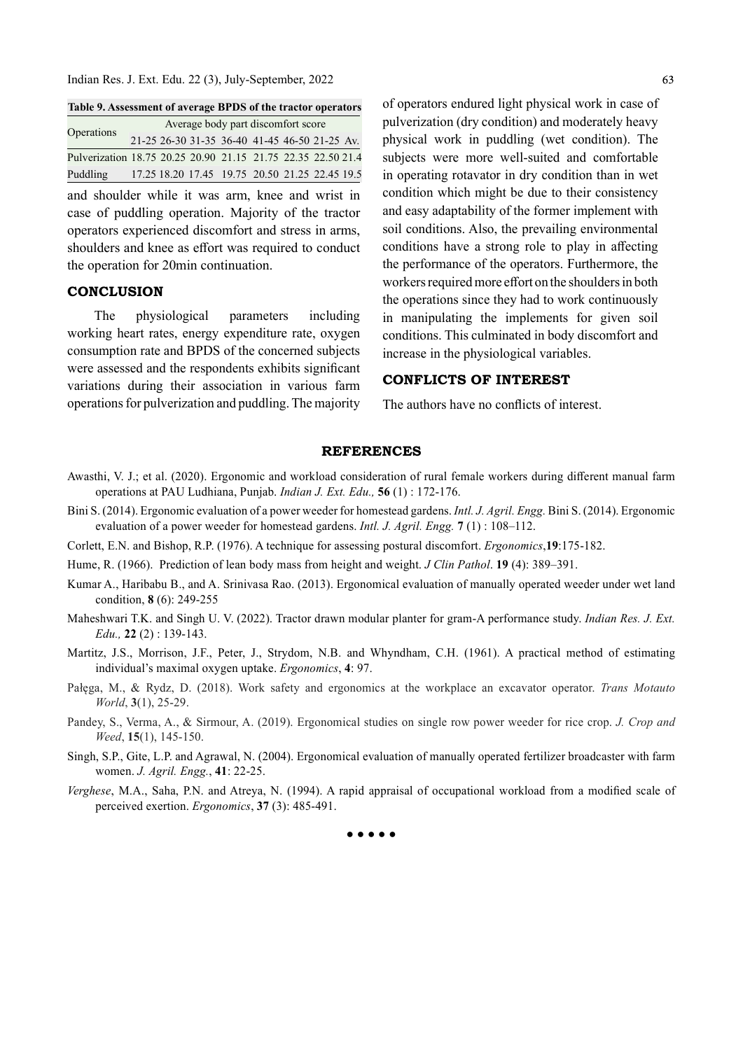**Table 9. Assessment of average BPDS of the tractor operators**

| Operations | Average body part discomfort score | | | | | | |
|---|---|---|---|---|---|---|---|
| | 21-25 | 26-30 | 31-35 | 36-40 | 41-45 | 46-50 21-25 | Av. |
| Pulverization | 18.75 | 20.25 | 20.90 | 21.15 | 21.75 | 22.35 | 22.50 21.4 |
| Puddling | 17.25 | 18.20 | 17.45 | 19.75 | 20.50 | 21.25 | 22.45 19.5 |

and shoulder while it was arm, knee and wrist in case of puddling operation. Majority of the tractor operators experienced discomfort and stress in arms, shoulders and knee as effort was required to conduct the operation for 20min continuation.

## CONCLUSION

The physiological parameters including working heart rates, energy expenditure rate, oxygen consumption rate and BPDS of the concerned subjects were assessed and the respondents exhibits significant variations during their association in various farm operations for pulverization and puddling. The majority of operators endured light physical work in case of pulverization (dry condition) and moderately heavy physical work in puddling (wet condition). The subjects were more well-suited and comfortable in operating rotavator in dry condition than in wet condition which might be due to their consistency and easy adaptability of the former implement with soil conditions. Also, the prevailing environmental conditions have a strong role to play in affecting the performance of the operators. Furthermore, the workers required more effort on the shoulders in both the operations since they had to work continuously in manipulating the implements for given soil conditions. This culminated in body discomfort and increase in the physiological variables.

## CONFLICTS OF INTEREST

The authors have no conflicts of interest.

## REFERENCES

Awasthi, V. J.; et al. (2020). Ergonomic and workload consideration of rural female workers during different manual farm operations at PAU Ludhiana, Punjab. *Indian J. Ext. Edu.,* **56** (1) : 172-176.

Bini S. (2014). Ergonomic evaluation of a power weeder for homestead gardens. *Intl. J. Agril. Engg.* Bini S. (2014). Ergonomic evaluation of a power weeder for homestead gardens. *Intl. J. Agril. Engg.* **7** (1) : 108–112.

Corlett, E.N. and Bishop, R.P. (1976). A technique for assessing postural discomfort. *Ergonomics*,**19**:175-182.

Hume, R. (1966). Prediction of lean body mass from height and weight. *J Clin Pathol*. **19** (4): 389–391.

Kumar A., Haribabu B., and A. Srinivasa Rao. (2013). Ergonomical evaluation of manually operated weeder under wet land condition, **8** (6): 249-255

Maheshwari T.K. and Singh U. V. (2022). Tractor drawn modular planter for gram-A performance study. *Indian Res. J. Ext. Edu.,* **22** (2) : 139-143.

Martitz, J.S., Morrison, J.F., Peter, J., Strydom, N.B. and Whyndham, C.H. (1961). A practical method of estimating individual's maximal oxygen uptake. *Ergonomics*, **4**: 97.

Pałęga, M., & Rydz, D. (2018). Work safety and ergonomics at the workplace an excavator operator. *Trans Motauto World*, **3**(1), 25-29.

Pandey, S., Verma, A., & Sirmour, A. (2019). Ergonomical studies on single row power weeder for rice crop. *J. Crop and Weed*, **15**(1), 145-150.

Singh, S.P., Gite, L.P. and Agrawal, N. (2004). Ergonomical evaluation of manually operated fertilizer broadcaster with farm women. *J. Agril. Engg.*, **41**: 22-25.

*Verghese*, M.A., Saha, P.N. and Atreya, N. (1994). A rapid appraisal of occupational workload from a modified scale of perceived exertion. *Ergonomics*, **37** (3): 485-491.

• • • • •